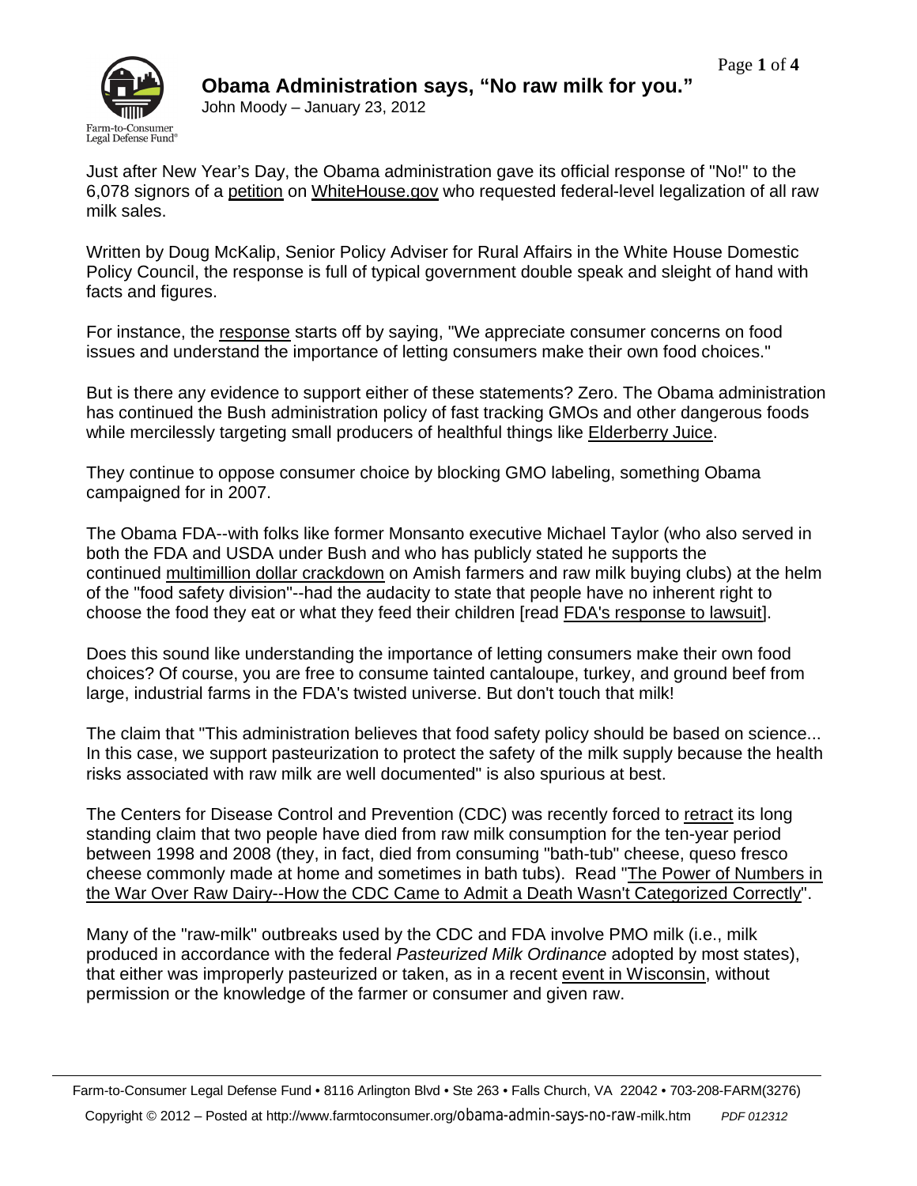# Obama Administration says, "No raw milk for you."

John Moody – January 23, 2012

Just after New Year's Day, the Obama administration gave its official response of "No!" to the 6,078 signors of a petition on WhiteHouse.gov who requested federal-level legalization of all raw milk sales.

Written by Doug McKalip, Senior Policy Adviser for Rural Affairs in the White House Domestic Policy Council, the response is full of typical government double speak and sleight of hand with facts and figures.

For instance, the response starts off by saying, "We appreciate consumer concerns on food issues and understand the importance of letting consumers make their own food choices."

But is there any evidence to support either of these statements? Zero. The Obama administration has continued the Bush administration policy of fast tracking GMOs and other dangerous foods while mercilessly targeting small producers of healthful things like Elderberry Juice.

They continue to oppose consumer choice by blocking GMO labeling, something Obama campaigned for in 2007.

The Obama FDA--with folks like former Monsanto executive Michael Taylor (who also served in both the FDA and USDA under Bush and who has publicly stated he supports the continued multimillion dollar crackdown on Amish farmers and raw milk buying clubs) at the helm of the "food safety division"--had the audacity to state that people have no inherent right to choose the food they eat or what they feed their children [read FDA's response to lawsuit].

Does this sound like understanding the importance of letting consumers make their own food choices? Of course, you are free to consume tainted cantaloupe, turkey, and ground beef from large, industrial farms in the FDA's twisted universe. But don't touch that milk!

The claim that "This administration believes that food safety policy should be based on science... In this case, we support pasteurization to protect the safety of the milk supply because the health risks associated with raw milk are well documented" is also spurious at best.

The Centers for Disease Control and Prevention (CDC) was recently forced to retract its long standing claim that two people have died from raw milk consumption for the ten-year period between 1998 and 2008 (they, in fact, died from consuming "bath-tub" cheese, queso fresco cheese commonly made at home and sometimes in bath tubs). Read "The Power of Numbers in the War Over Raw Dairy--How the CDC Came to Admit a Death Wasn't Categorized Correctly".

Many of the "raw-milk" outbreaks used by the CDC and FDA involve PMO milk (i.e., milk produced in accordance with the federal *Pasteurized Milk Ordinance* adopted by most states), that either was improperly pasteurized or taken, as in a recent event in Wisconsin, without permission or the knowledge of the farmer or consumer and given raw.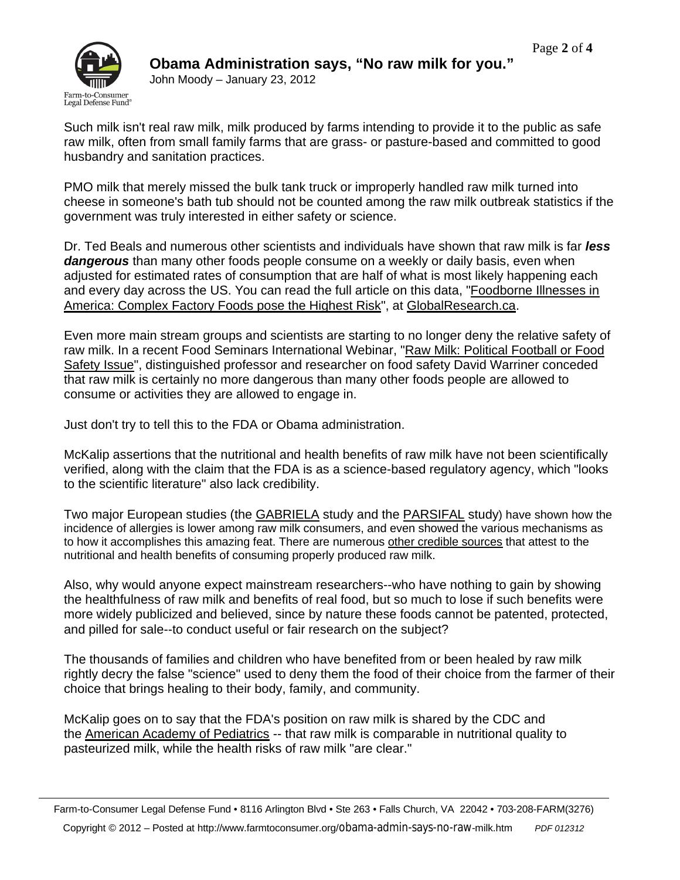Such milk isn't real raw milk, milk produced by farms intending to provide it to the public as safe raw milk, often from small family farms that are grass- or pasture-based and committed to good husbandry and sanitation practices.

PMO milk that merely missed the bulk tank truck or improperly handled raw milk turned into cheese in someone's bath tub should not be counted among the raw milk outbreak statistics if the government was truly interested in either safety or science.

Dr. Ted Beals and numerous other scientists and individuals have shown that raw milk is far ***less dangerous*** than many other foods people consume on a weekly or daily basis, even when adjusted for estimated rates of consumption that are half of what is most likely happening each and every day across the US. You can read the full article on this data, "Foodborne Illnesses in America: Complex Factory Foods pose the Highest Risk", at GlobalResearch.ca.

Even more main stream groups and scientists are starting to no longer deny the relative safety of raw milk. In a recent Food Seminars International Webinar, "Raw Milk: Political Football or Food Safety Issue", distinguished professor and researcher on food safety David Warriner conceded that raw milk is certainly no more dangerous than many other foods people are allowed to consume or activities they are allowed to engage in.

Just don't try to tell this to the FDA or Obama administration.

McKalip assertions that the nutritional and health benefits of raw milk have not been scientifically verified, along with the claim that the FDA is as a science-based regulatory agency, which "looks to the scientific literature" also lack credibility.

Two major European studies (the GABRIELA study and the PARSIFAL study) have shown how the incidence of allergies is lower among raw milk consumers, and even showed the various mechanisms as to how it accomplishes this amazing feat. There are numerous other credible sources that attest to the nutritional and health benefits of consuming properly produced raw milk.

Also, why would anyone expect mainstream researchers--who have nothing to gain by showing the healthfulness of raw milk and benefits of real food, but so much to lose if such benefits were more widely publicized and believed, since by nature these foods cannot be patented, protected, and pilled for sale--to conduct useful or fair research on the subject?

The thousands of families and children who have benefited from or been healed by raw milk rightly decry the false "science" used to deny them the food of their choice from the farmer of their choice that brings healing to their body, family, and community.

McKalip goes on to say that the FDA's position on raw milk is shared by the CDC and the American Academy of Pediatrics -- that raw milk is comparable in nutritional quality to pasteurized milk, while the health risks of raw milk "are clear."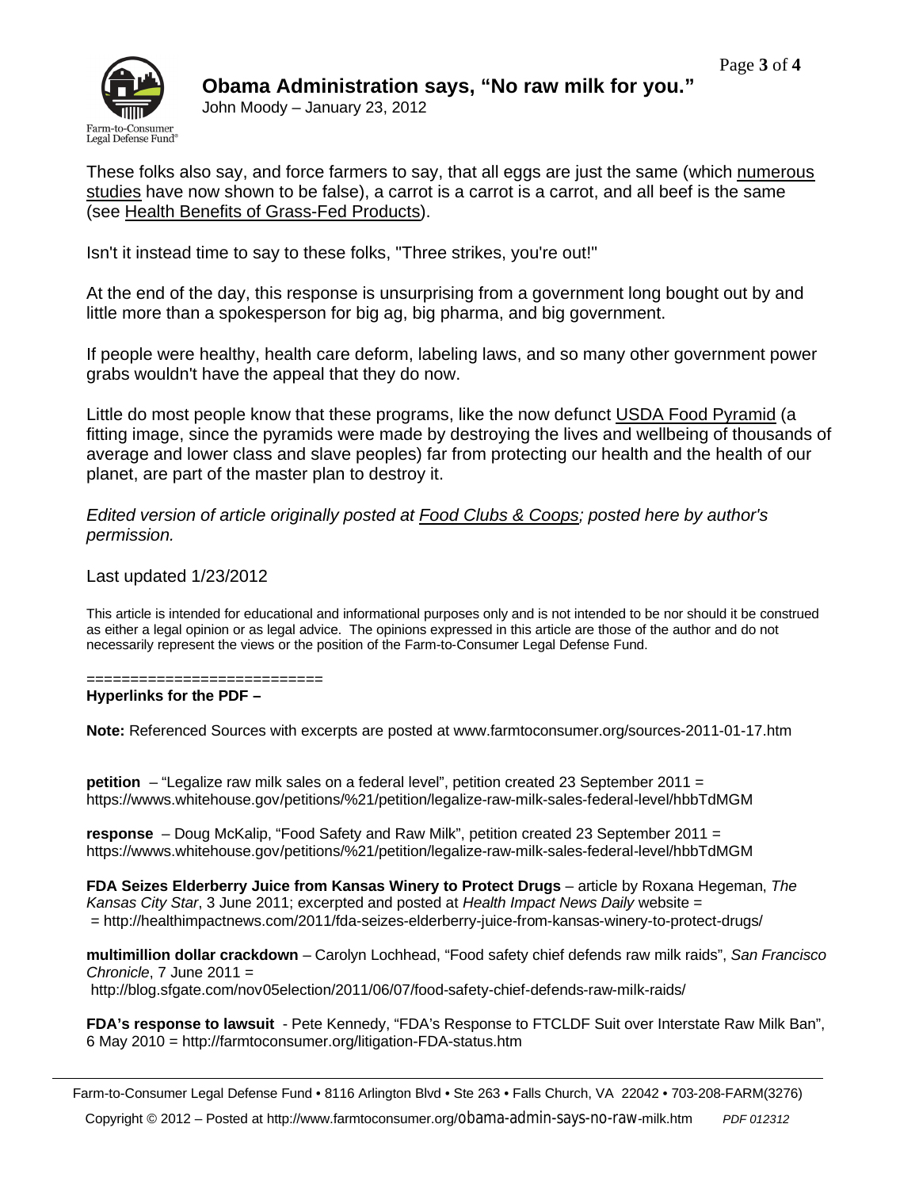These folks also say, and force farmers to say, that all eggs are just the same (which numerous studies have now shown to be false), a carrot is a carrot is a carrot, and all beef is the same (see Health Benefits of Grass-Fed Products).

Isn't it instead time to say to these folks, "Three strikes, you're out!"

At the end of the day, this response is unsurprising from a government long bought out by and little more than a spokesperson for big ag, big pharma, and big government.

If people were healthy, health care deform, labeling laws, and so many other government power grabs wouldn't have the appeal that they do now.

Little do most people know that these programs, like the now defunct USDA Food Pyramid (a fitting image, since the pyramids were made by destroying the lives and wellbeing of thousands of average and lower class and slave peoples) far from protecting our health and the health of our planet, are part of the master plan to destroy it.

*Edited version of article originally posted at Food Clubs & Coops; posted here by author's permission.*

Last updated 1/23/2012

This article is intended for educational and informational purposes only and is not intended to be nor should it be construed as either a legal opinion or as legal advice. The opinions expressed in this article are those of the author and do not necessarily represent the views or the position of the Farm-to-Consumer Legal Defense Fund.

==========================

**Hyperlinks for the PDF –**

**Note:** Referenced Sources with excerpts are posted at www.farmtoconsumer.org/sources-2011-01-17.htm

**petition** – "Legalize raw milk sales on a federal level", petition created 23 September 2011 = https://wwws.whitehouse.gov/petitions/%21/petition/legalize-raw-milk-sales-federal-level/hbbTdMGM

**response** – Doug McKalip, "Food Safety and Raw Milk", petition created 23 September 2011 = https://wwws.whitehouse.gov/petitions/%21/petition/legalize-raw-milk-sales-federal-level/hbbTdMGM

**FDA Seizes Elderberry Juice from Kansas Winery to Protect Drugs** – article by Roxana Hegeman, *The Kansas City Star*, 3 June 2011; excerpted and posted at *Health Impact News Daily* website = = http://healthimpactnews.com/2011/fda-seizes-elderberry-juice-from-kansas-winery-to-protect-drugs/

**multimillion dollar crackdown** – Carolyn Lochhead, "Food safety chief defends raw milk raids", *San Francisco Chronicle*, 7 June 2011 = http://blog.sfgate.com/nov05election/2011/06/07/food-safety-chief-defends-raw-milk-raids/

**FDA's response to lawsuit** - Pete Kennedy, "FDA's Response to FTCLDF Suit over Interstate Raw Milk Ban", 6 May 2010 = http://farmtoconsumer.org/litigation-FDA-status.htm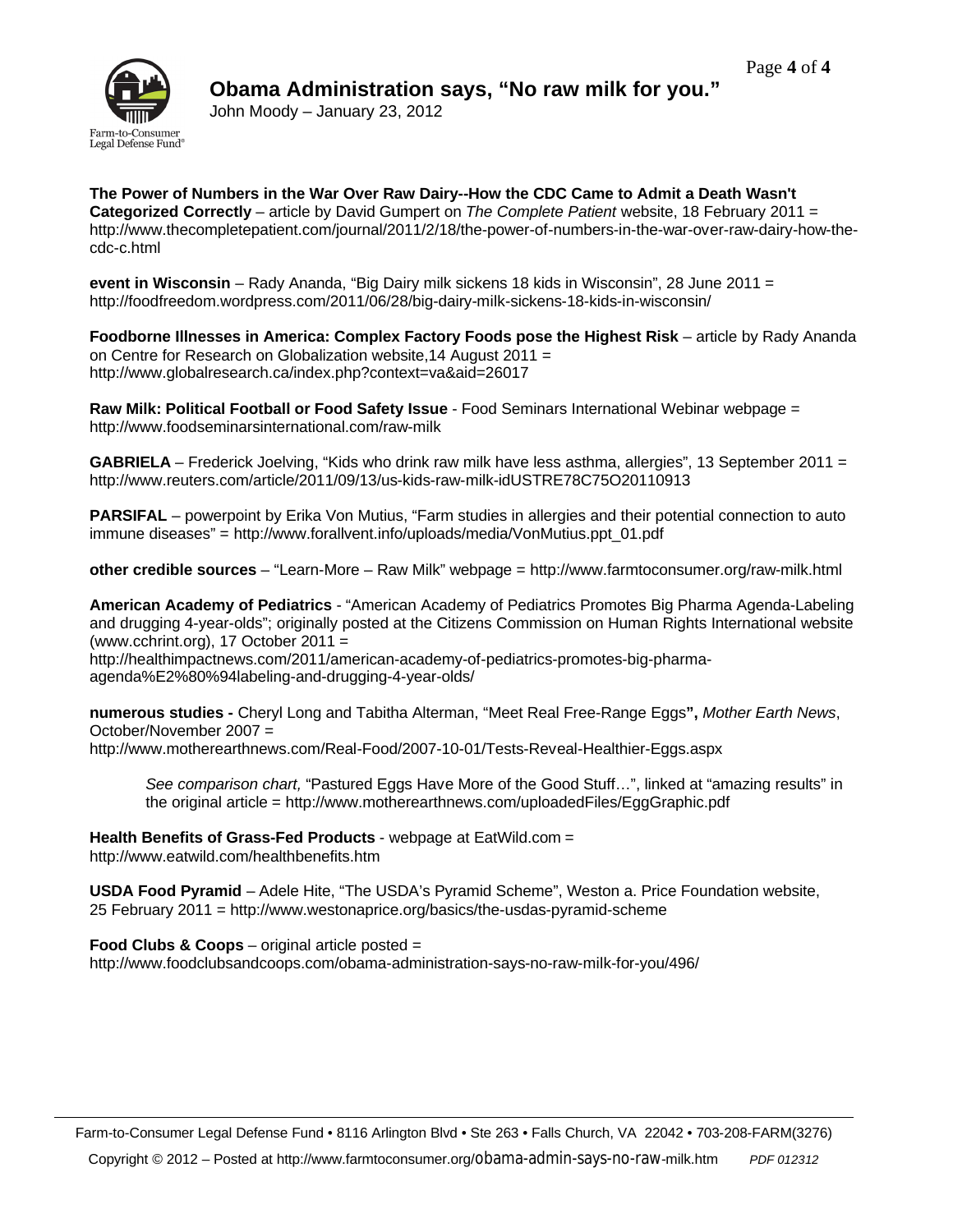**The Power of Numbers in the War Over Raw Dairy--How the CDC Came to Admit a Death Wasn't Categorized Correctly** – article by David Gumpert on *The Complete Patient* website, 18 February 2011 = http://www.thecompletepatient.com/journal/2011/2/18/the-power-of-numbers-in-the-war-over-raw-dairy-how-the-cdc-c.html

**event in Wisconsin** – Rady Ananda, "Big Dairy milk sickens 18 kids in Wisconsin", 28 June 2011 = http://foodfreedom.wordpress.com/2011/06/28/big-dairy-milk-sickens-18-kids-in-wisconsin/

**Foodborne Illnesses in America: Complex Factory Foods pose the Highest Risk** – article by Rady Ananda on Centre for Research on Globalization website,14 August 2011 = http://www.globalresearch.ca/index.php?context=va&aid=26017

**Raw Milk: Political Football or Food Safety Issue** - Food Seminars International Webinar webpage = http://www.foodseminarsinternational.com/raw-milk

**GABRIELA** – Frederick Joelving, "Kids who drink raw milk have less asthma, allergies", 13 September 2011 = http://www.reuters.com/article/2011/09/13/us-kids-raw-milk-idUSTRE78C75O20110913

**PARSIFAL** – powerpoint by Erika Von Mutius, "Farm studies in allergies and their potential connection to auto immune diseases" = http://www.forallvent.info/uploads/media/VonMutius.ppt_01.pdf

**other credible sources** – "Learn-More – Raw Milk" webpage = http://www.farmtoconsumer.org/raw-milk.html

**American Academy of Pediatrics** - "American Academy of Pediatrics Promotes Big Pharma Agenda-Labeling and drugging 4-year-olds"; originally posted at the Citizens Commission on Human Rights International website (www.cchrint.org), 17 October 2011 = http://healthimpactnews.com/2011/american-academy-of-pediatrics-promotes-big-pharma-agenda%E2%80%94labeling-and-drugging-4-year-olds/

**numerous studies -** Cheryl Long and Tabitha Alterman, "Meet Real Free-Range Eggs**",** *Mother Earth News*, October/November 2007 = http://www.motherearthnews.com/Real-Food/2007-10-01/Tests-Reveal-Healthier-Eggs.aspx

> *See comparison chart,* "Pastured Eggs Have More of the Good Stuff…", linked at "amazing results" in the original article = http://www.motherearthnews.com/uploadedFiles/EggGraphic.pdf

**Health Benefits of Grass-Fed Products** - webpage at EatWild.com = http://www.eatwild.com/healthbenefits.htm

**USDA Food Pyramid** – Adele Hite, "The USDA's Pyramid Scheme", Weston a. Price Foundation website, 25 February 2011 = http://www.westonaprice.org/basics/the-usdas-pyramid-scheme

**Food Clubs & Coops** – original article posted = http://www.foodclubsandcoops.com/obama-administration-says-no-raw-milk-for-you/496/